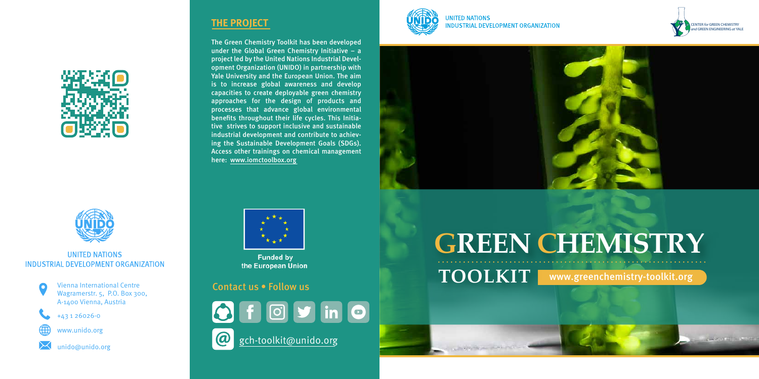UNITED NATIONS
INDUSTRIAL DEVELOPMENT ORGANIZATION

Vienna International Centre
Wagramerstr. 5, P.O. Box 300,
A-1400 Vienna, Austria

+43 1 26026-0

www.unido.org

unido@unido.org

## THE PROJECT

The Green Chemistry Toolkit has been developed under the Global Green Chemistry Initiative – a project led by the United Nations Industrial Development Organization (UNIDO) in partnership with Yale University and the European Union. The aim is to increase global awareness and develop capacities to create deployable green chemistry approaches for the design of products and processes that advance global environmental benefits throughout their life cycles. This Initiative strives to support inclusive and sustainable industrial development and contribute to achieving the Sustainable Development Goals (SDGs). Access other trainings on chemical management here: www.iomctoolbox.org

Funded by the European Union

## Contact us • Follow us

gch-toolkit@unido.org

UNITED NATIONS
INDUSTRIAL DEVELOPMENT ORGANIZATION

CENTER for GREEN CHEMISTRY and GREEN ENGINEERING at YALE

# GREEN CHEMISTRY TOOLKIT

www.greenchemistry-toolkit.org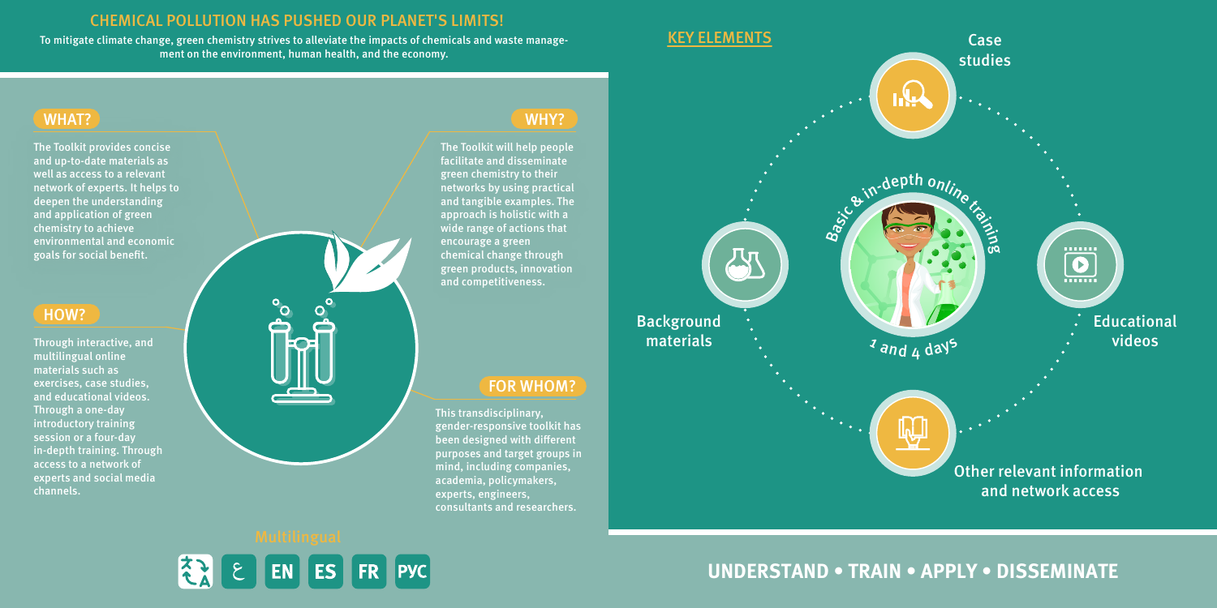# CHEMICAL POLLUTION HAS PUSHED OUR PLANET'S LIMITS!

To mitigate climate change, green chemistry strives to alleviate the impacts of chemicals and waste management on the environment, human health, and the economy.

## WHAT?

The Toolkit provides concise and up-to-date materials as well as access to a relevant network of experts. It helps to deepen the understanding and application of green chemistry to achieve environmental and economic goals for social benefit.

## HOW?

Through interactive, and multilingual online materials such as exercises, case studies, and educational videos. Through a one-day introductory training session or a four-day in-depth training. Through access to a network of experts and social media channels.

## WHY?

The Toolkit will help people facilitate and disseminate green chemistry to their networks by using practical and tangible examples. The approach is holistic with a wide range of actions that encourage a green chemical change through green products, innovation and competitiveness.

## FOR WHOM?

This transdisciplinary, gender-responsive toolkit has been designed with different purposes and target groups in mind, including companies, academia, policymakers, experts, engineers, consultants and researchers.

Multilingual

ع EN ES FR РУС

## KEY ELEMENTS

- Case studies
- Educational videos
- Other relevant information and network access
- Background materials

Basic & in-depth online training

1 and 4 days

**UNDERSTAND • TRAIN • APPLY • DISSEMINATE**